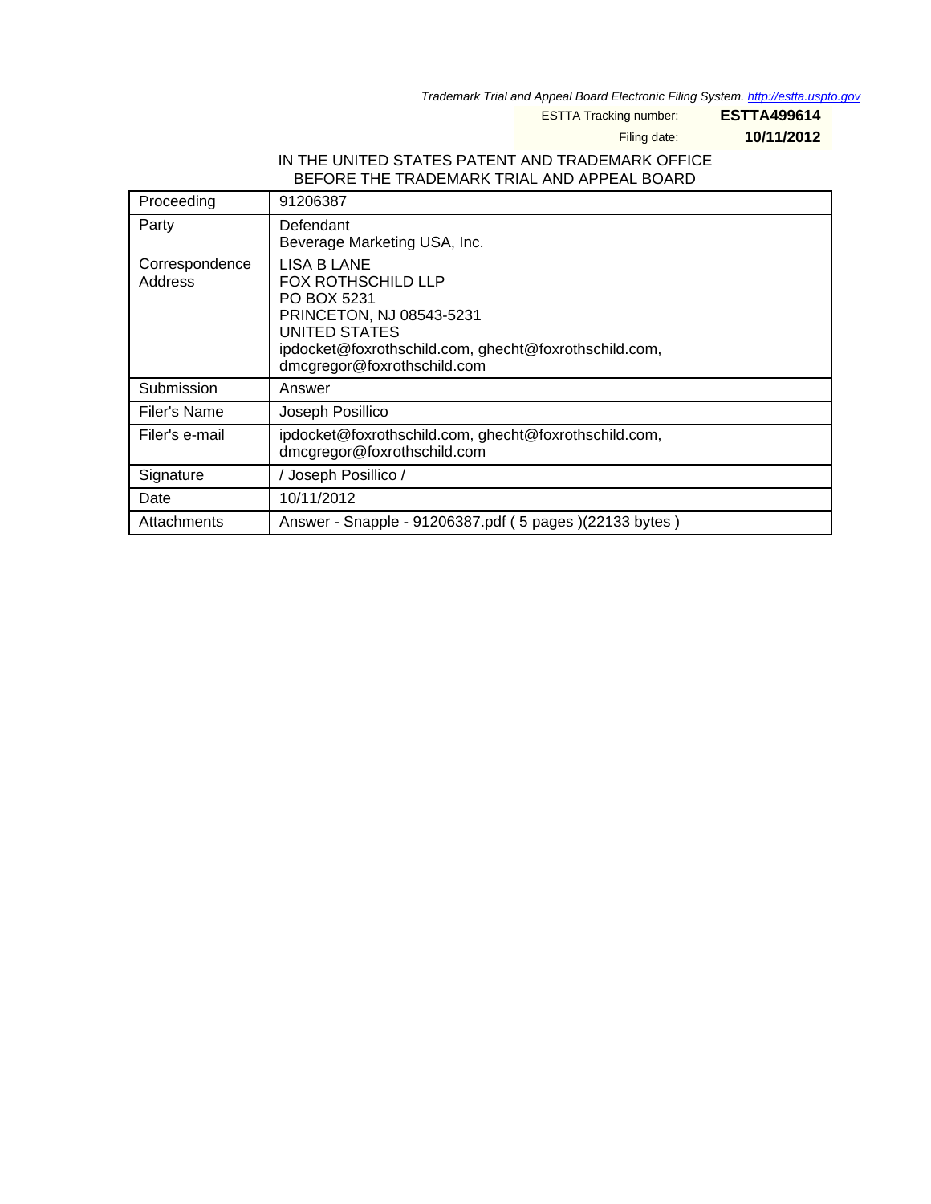Trademark Trial and Appeal Board Electronic Filing System. http://estta.uspto.gov

ESTTA Tracking number: **ESTTA499614**

Filing date: **10/11/2012**

IN THE UNITED STATES PATENT AND TRADEMARK OFFICE
BEFORE THE TRADEMARK TRIAL AND APPEAL BOARD

| Proceeding | 91206387 |
|---|---|
| Party | Defendant<br>Beverage Marketing USA, Inc. |
| Correspondence Address | LISA B LANE<br>FOX ROTHSCHILD LLP<br>PO BOX 5231<br>PRINCETON, NJ 08543-5231<br>UNITED STATES<br>ipdocket@foxrothschild.com, ghecht@foxrothschild.com, dmcgregor@foxrothschild.com |
| Submission | Answer |
| Filer's Name | Joseph Posillico |
| Filer's e-mail | ipdocket@foxrothschild.com, ghecht@foxrothschild.com, dmcgregor@foxrothschild.com |
| Signature | / Joseph Posillico / |
| Date | 10/11/2012 |
| Attachments | Answer - Snapple - 91206387.pdf ( 5 pages )(22133 bytes ) |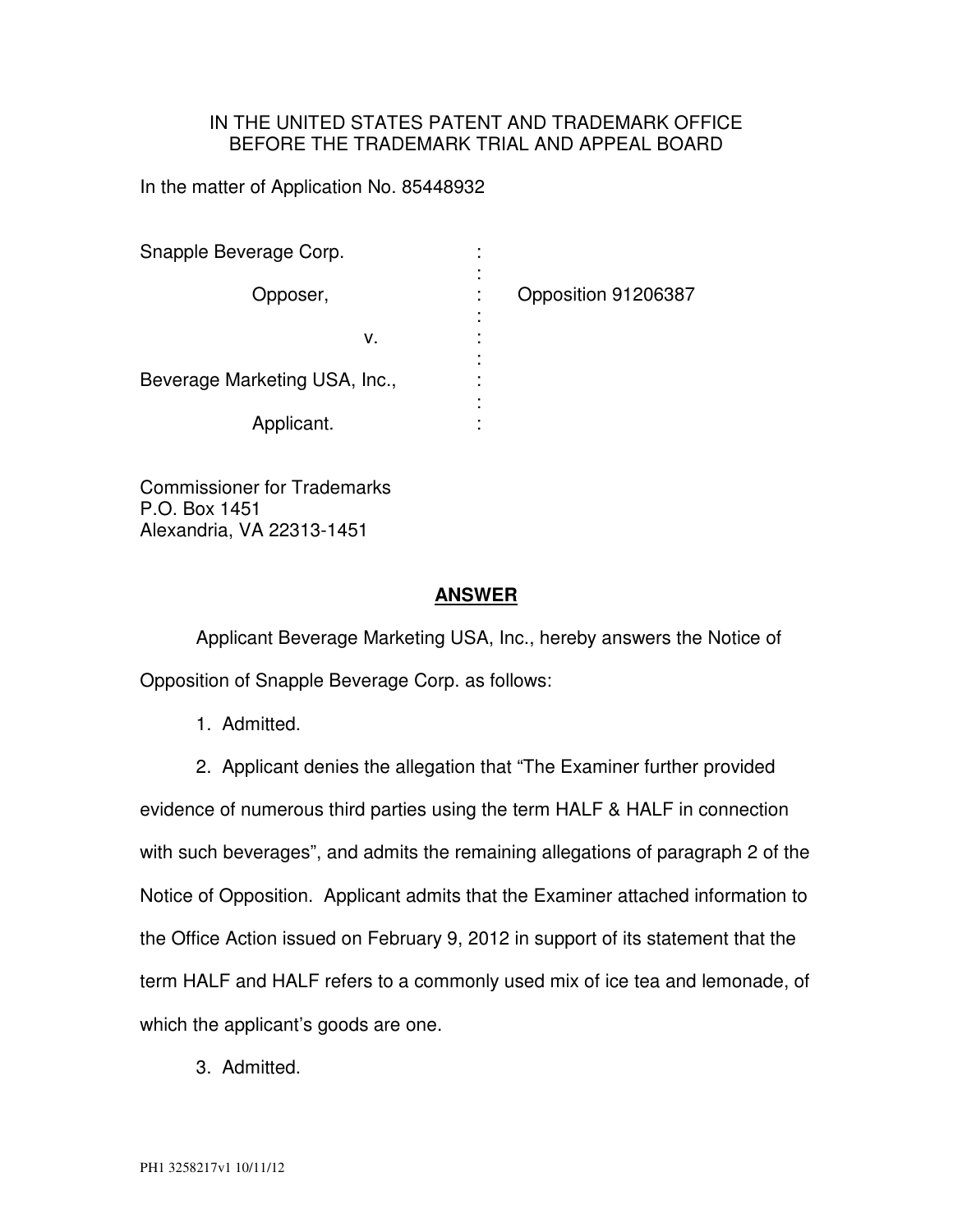IN THE UNITED STATES PATENT AND TRADEMARK OFFICE
BEFORE THE TRADEMARK TRIAL AND APPEAL BOARD

In the matter of Application No. 85448932

| | | |
|---|---|---|
| Snapple Beverage Corp. | : | |
| Opposer, | : | Opposition 91206387 |
| v. | : | |
| Beverage Marketing USA, Inc., | : | |
| Applicant. | : | |

Commissioner for Trademarks
P.O. Box 1451
Alexandria, VA 22313-1451

## ANSWER

Applicant Beverage Marketing USA, Inc., hereby answers the Notice of Opposition of Snapple Beverage Corp. as follows:

1. Admitted.

2. Applicant denies the allegation that "The Examiner further provided evidence of numerous third parties using the term HALF & HALF in connection with such beverages", and admits the remaining allegations of paragraph 2 of the Notice of Opposition. Applicant admits that the Examiner attached information to the Office Action issued on February 9, 2012 in support of its statement that the term HALF and HALF refers to a commonly used mix of ice tea and lemonade, of which the applicant's goods are one.

3. Admitted.

PH1 3258217v1 10/11/12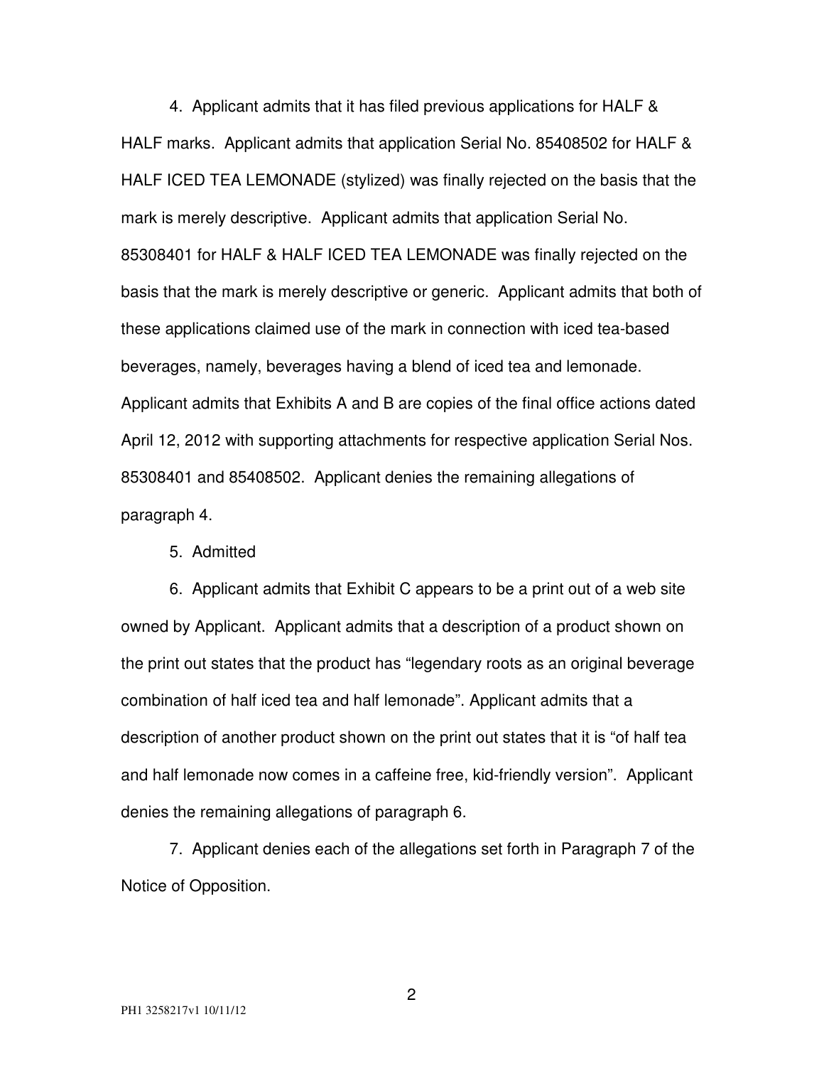4. Applicant admits that it has filed previous applications for HALF & HALF marks. Applicant admits that application Serial No. 85408502 for HALF & HALF ICED TEA LEMONADE (stylized) was finally rejected on the basis that the mark is merely descriptive. Applicant admits that application Serial No. 85308401 for HALF & HALF ICED TEA LEMONADE was finally rejected on the basis that the mark is merely descriptive or generic. Applicant admits that both of these applications claimed use of the mark in connection with iced tea-based beverages, namely, beverages having a blend of iced tea and lemonade. Applicant admits that Exhibits A and B are copies of the final office actions dated April 12, 2012 with supporting attachments for respective application Serial Nos. 85308401 and 85408502. Applicant denies the remaining allegations of paragraph 4.

5. Admitted

6. Applicant admits that Exhibit C appears to be a print out of a web site owned by Applicant. Applicant admits that a description of a product shown on the print out states that the product has "legendary roots as an original beverage combination of half iced tea and half lemonade". Applicant admits that a description of another product shown on the print out states that it is "of half tea and half lemonade now comes in a caffeine free, kid-friendly version". Applicant denies the remaining allegations of paragraph 6.

7. Applicant denies each of the allegations set forth in Paragraph 7 of the Notice of Opposition.

PH1 3258217v1 10/11/12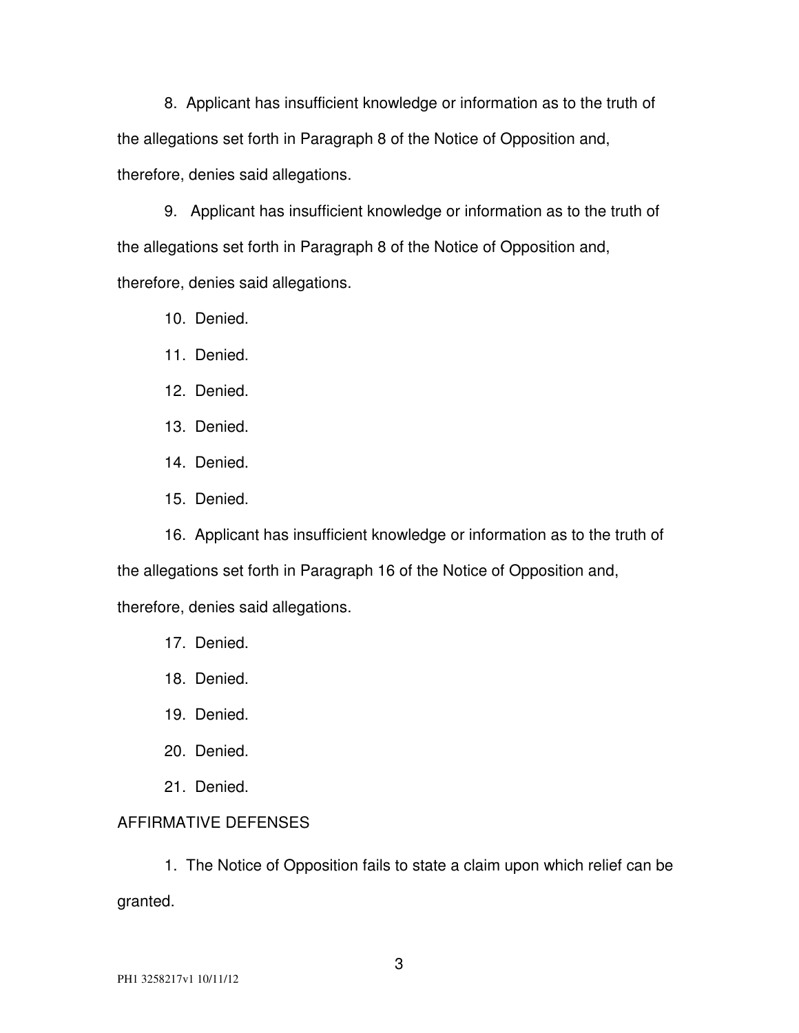8. Applicant has insufficient knowledge or information as to the truth of the allegations set forth in Paragraph 8 of the Notice of Opposition and, therefore, denies said allegations.

9. Applicant has insufficient knowledge or information as to the truth of the allegations set forth in Paragraph 8 of the Notice of Opposition and, therefore, denies said allegations.

10. Denied.

11. Denied.

12. Denied.

13. Denied.

14. Denied.

15. Denied.

16. Applicant has insufficient knowledge or information as to the truth of the allegations set forth in Paragraph 16 of the Notice of Opposition and, therefore, denies said allegations.

17. Denied.

18. Denied.

19. Denied.

20. Denied.

21. Denied.

AFFIRMATIVE DEFENSES

1. The Notice of Opposition fails to state a claim upon which relief can be granted.

PH1 3258217v1 10/11/12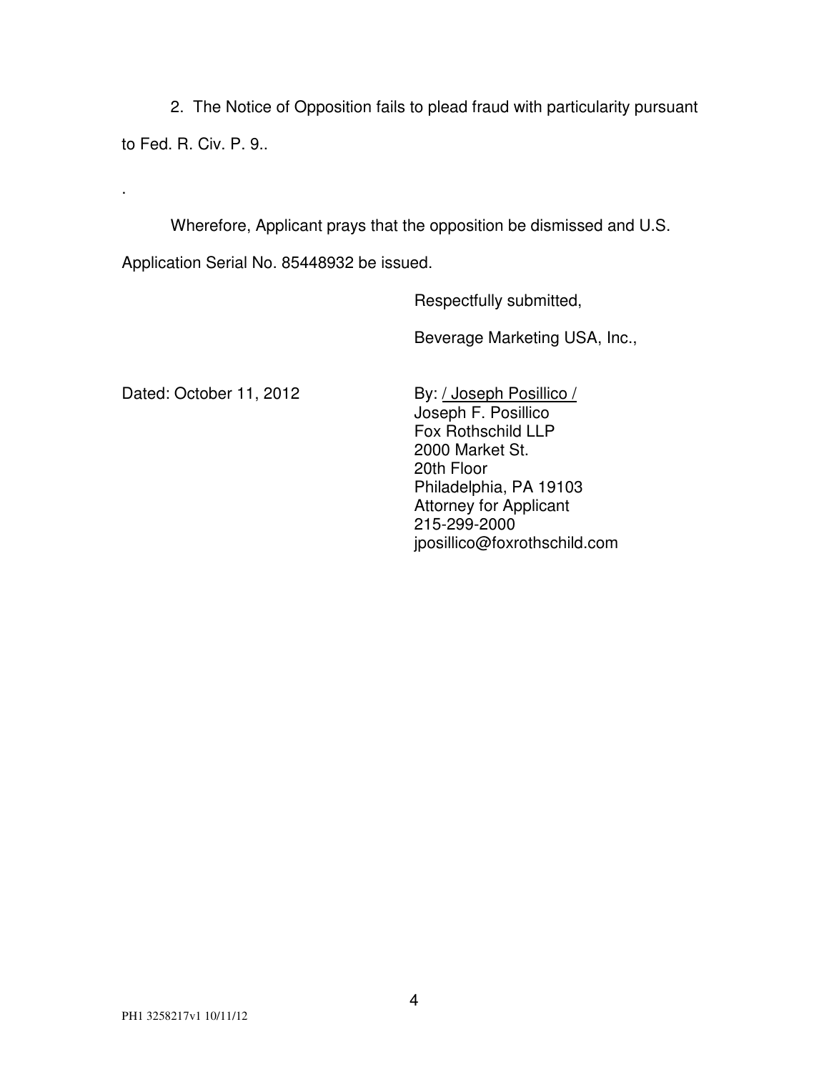2. The Notice of Opposition fails to plead fraud with particularity pursuant to Fed. R. Civ. P. 9..

.

Wherefore, Applicant prays that the opposition be dismissed and U.S. Application Serial No. 85448932 be issued.

Respectfully submitted,

Beverage Marketing USA, Inc.,

Dated: October 11, 2012

By: / Joseph Posillico /
Joseph F. Posillico
Fox Rothschild LLP
2000 Market St.
20th Floor
Philadelphia, PA 19103
Attorney for Applicant
215-299-2000
jposillico@foxrothschild.com

PH1 3258217v1 10/11/12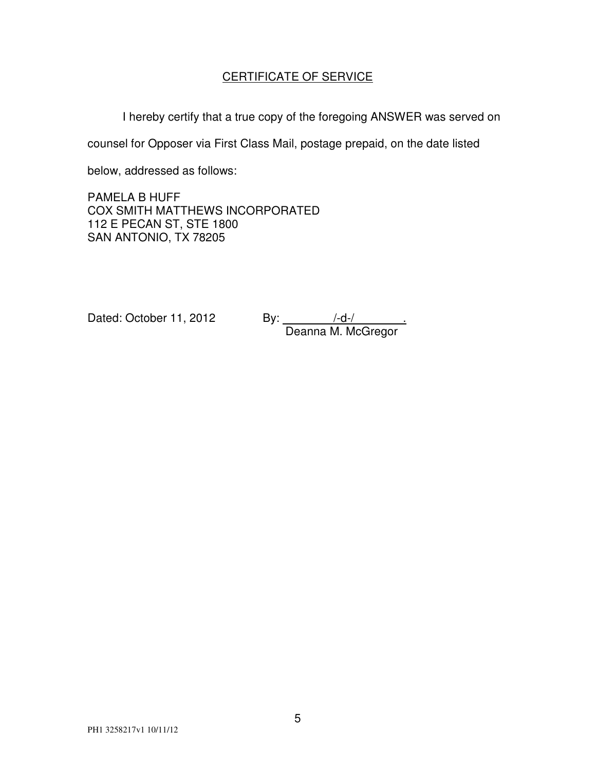## CERTIFICATE OF SERVICE

I hereby certify that a true copy of the foregoing ANSWER was served on counsel for Opposer via First Class Mail, postage prepaid, on the date listed below, addressed as follows:

PAMELA B HUFF
COX SMITH MATTHEWS INCORPORATED
112 E PECAN ST, STE 1800
SAN ANTONIO, TX 78205

Dated: October 11, 2012

By: /-d-/ .
Deanna M. McGregor

PH1 3258217v1 10/11/12